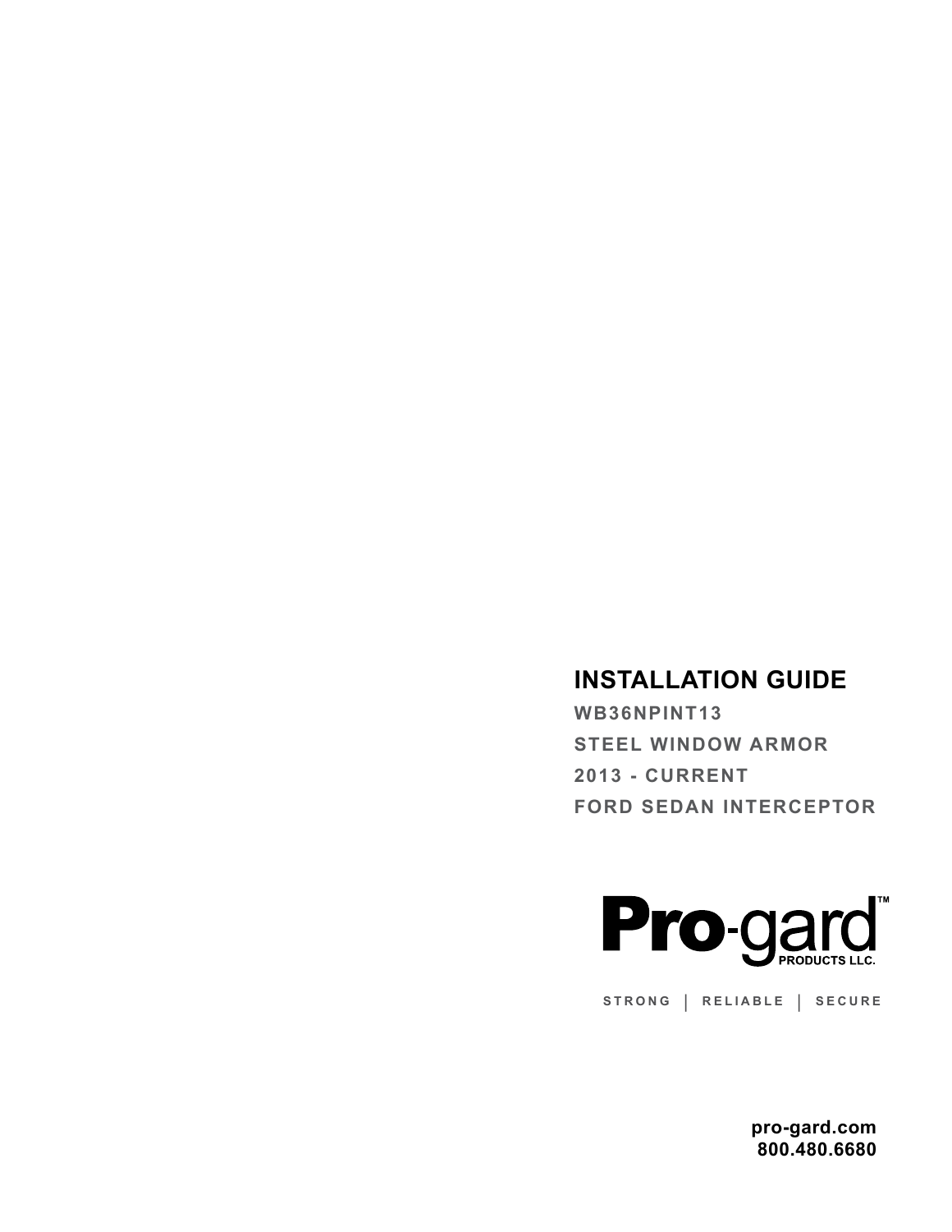# INSTALLATION GUIDE

**WB36NPINT13**

**STEEL WINDOW ARMOR**

**2013 - CURRENT**

**FORD SEDAN INTERCEPTOR**

**Pro-gard™ PRODUCTS LLC.**

STRONG | RELIABLE | SECURE

**pro-gard.com**
**800.480.6680**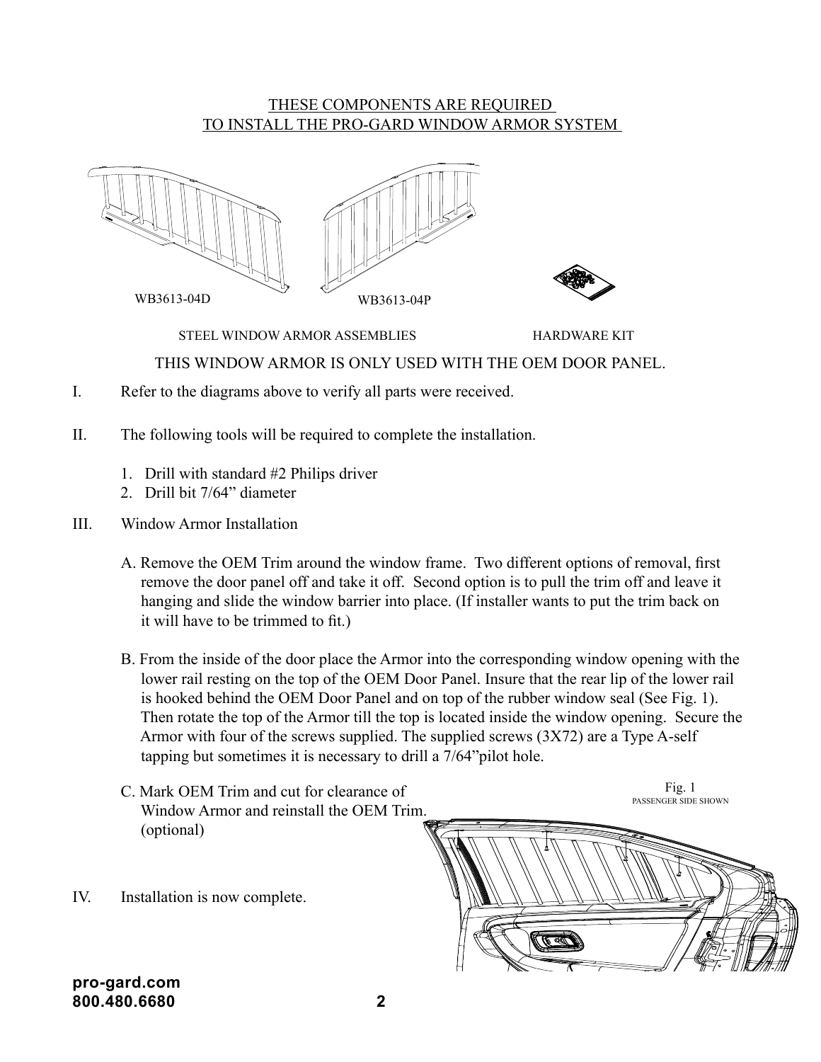## THESE COMPONENTS ARE REQUIRED TO INSTALL THE PRO-GARD WINDOW ARMOR SYSTEM

WB3613-04D

WB3613-04P

STEEL WINDOW ARMOR ASSEMBLIES

HARDWARE KIT

THIS WINDOW ARMOR IS ONLY USED WITH THE OEM DOOR PANEL.

I. Refer to the diagrams above to verify all parts were received.

II. The following tools will be required to complete the installation.

1. Drill with standard #2 Philips driver
2. Drill bit 7/64" diameter

III. Window Armor Installation

A. Remove the OEM Trim around the window frame. Two different options of removal, first remove the door panel off and take it off. Second option is to pull the trim off and leave it hanging and slide the window barrier into place. (If installer wants to put the trim back on it will have to be trimmed to fit.)

B. From the inside of the door place the Armor into the corresponding window opening with the lower rail resting on the top of the OEM Door Panel. Insure that the rear lip of the lower rail is hooked behind the OEM Door Panel and on top of the rubber window seal (See Fig. 1). Then rotate the top of the Armor till the top is located inside the window opening. Secure the Armor with four of the screws supplied. The supplied screws (3X72) are a Type A-self tapping but sometimes it is necessary to drill a 7/64"pilot hole.

C. Mark OEM Trim and cut for clearance of Window Armor and reinstall the OEM Trim. (optional)

IV. Installation is now complete.

Fig. 1
PASSENGER SIDE SHOWN

**pro-gard.com**
**800.480.6680**